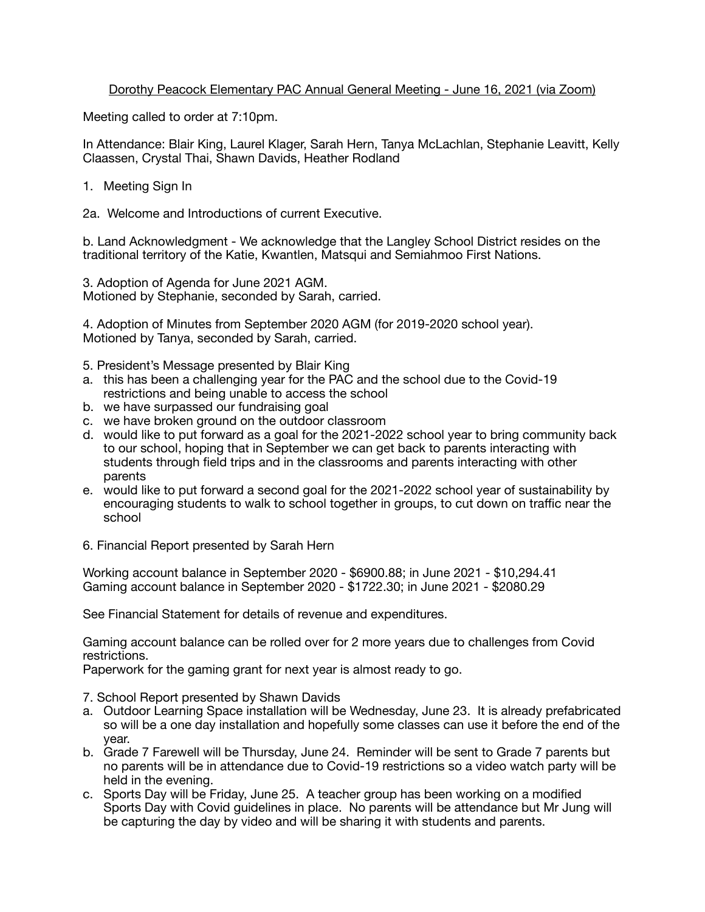# Dorothy Peacock Elementary PAC Annual General Meeting - June 16, 2021 (via Zoom)

Meeting called to order at 7:10pm.

In Attendance: Blair King, Laurel Klager, Sarah Hern, Tanya McLachlan, Stephanie Leavitt, Kelly Claassen, Crystal Thai, Shawn Davids, Heather Rodland

1. Meeting Sign In

2a. Welcome and Introductions of current Executive.

b. Land Acknowledgment - We acknowledge that the Langley School District resides on the traditional territory of the Katie, Kwantlen, Matsqui and Semiahmoo First Nations.

3. Adoption of Agenda for June 2021 AGM.
Motioned by Stephanie, seconded by Sarah, carried.

4. Adoption of Minutes from September 2020 AGM (for 2019-2020 school year).
Motioned by Tanya, seconded by Sarah, carried.

5. President's Message presented by Blair King
   a. this has been a challenging year for the PAC and the school due to the Covid-19 restrictions and being unable to access the school
   b. we have surpassed our fundraising goal
   c. we have broken ground on the outdoor classroom
   d. would like to put forward as a goal for the 2021-2022 school year to bring community back to our school, hoping that in September we can get back to parents interacting with students through field trips and in the classrooms and parents interacting with other parents
   e. would like to put forward a second goal for the 2021-2022 school year of sustainability by encouraging students to walk to school together in groups, to cut down on traffic near the school

6. Financial Report presented by Sarah Hern

Working account balance in September 2020 - $6900.88; in June 2021 - $10,294.41
Gaming account balance in September 2020 - $1722.30; in June 2021 - $2080.29

See Financial Statement for details of revenue and expenditures.

Gaming account balance can be rolled over for 2 more years due to challenges from Covid restrictions.
Paperwork for the gaming grant for next year is almost ready to go.

7. School Report presented by Shawn Davids
   a. Outdoor Learning Space installation will be Wednesday, June 23. It is already prefabricated so will be a one day installation and hopefully some classes can use it before the end of the year.
   b. Grade 7 Farewell will be Thursday, June 24. Reminder will be sent to Grade 7 parents but no parents will be in attendance due to Covid-19 restrictions so a video watch party will be held in the evening.
   c. Sports Day will be Friday, June 25. A teacher group has been working on a modified Sports Day with Covid guidelines in place. No parents will be attendance but Mr Jung will be capturing the day by video and will be sharing it with students and parents.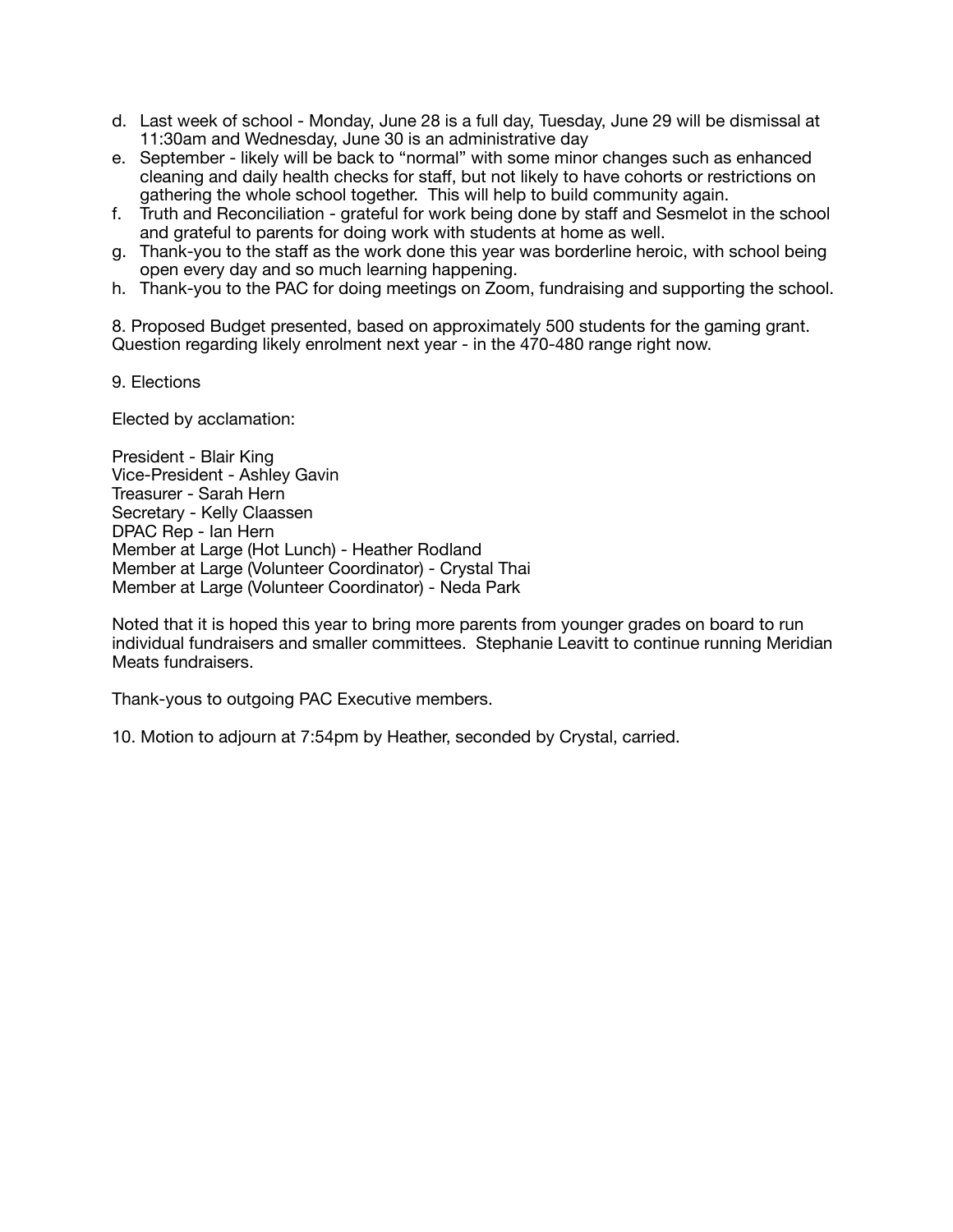d. Last week of school - Monday, June 28 is a full day, Tuesday, June 29 will be dismissal at 11:30am and Wednesday, June 30 is an administrative day
e. September - likely will be back to "normal" with some minor changes such as enhanced cleaning and daily health checks for staff, but not likely to have cohorts or restrictions on gathering the whole school together. This will help to build community again.
f. Truth and Reconciliation - grateful for work being done by staff and Sesmelot in the school and grateful to parents for doing work with students at home as well.
g. Thank-you to the staff as the work done this year was borderline heroic, with school being open every day and so much learning happening.
h. Thank-you to the PAC for doing meetings on Zoom, fundraising and supporting the school.

8. Proposed Budget presented, based on approximately 500 students for the gaming grant. Question regarding likely enrolment next year - in the 470-480 range right now.

9. Elections

Elected by acclamation:

President - Blair King
Vice-President - Ashley Gavin
Treasurer - Sarah Hern
Secretary - Kelly Claassen
DPAC Rep - Ian Hern
Member at Large (Hot Lunch) - Heather Rodland
Member at Large (Volunteer Coordinator) - Crystal Thai
Member at Large (Volunteer Coordinator) - Neda Park

Noted that it is hoped this year to bring more parents from younger grades on board to run individual fundraisers and smaller committees. Stephanie Leavitt to continue running Meridian Meats fundraisers.

Thank-yous to outgoing PAC Executive members.

10. Motion to adjourn at 7:54pm by Heather, seconded by Crystal, carried.